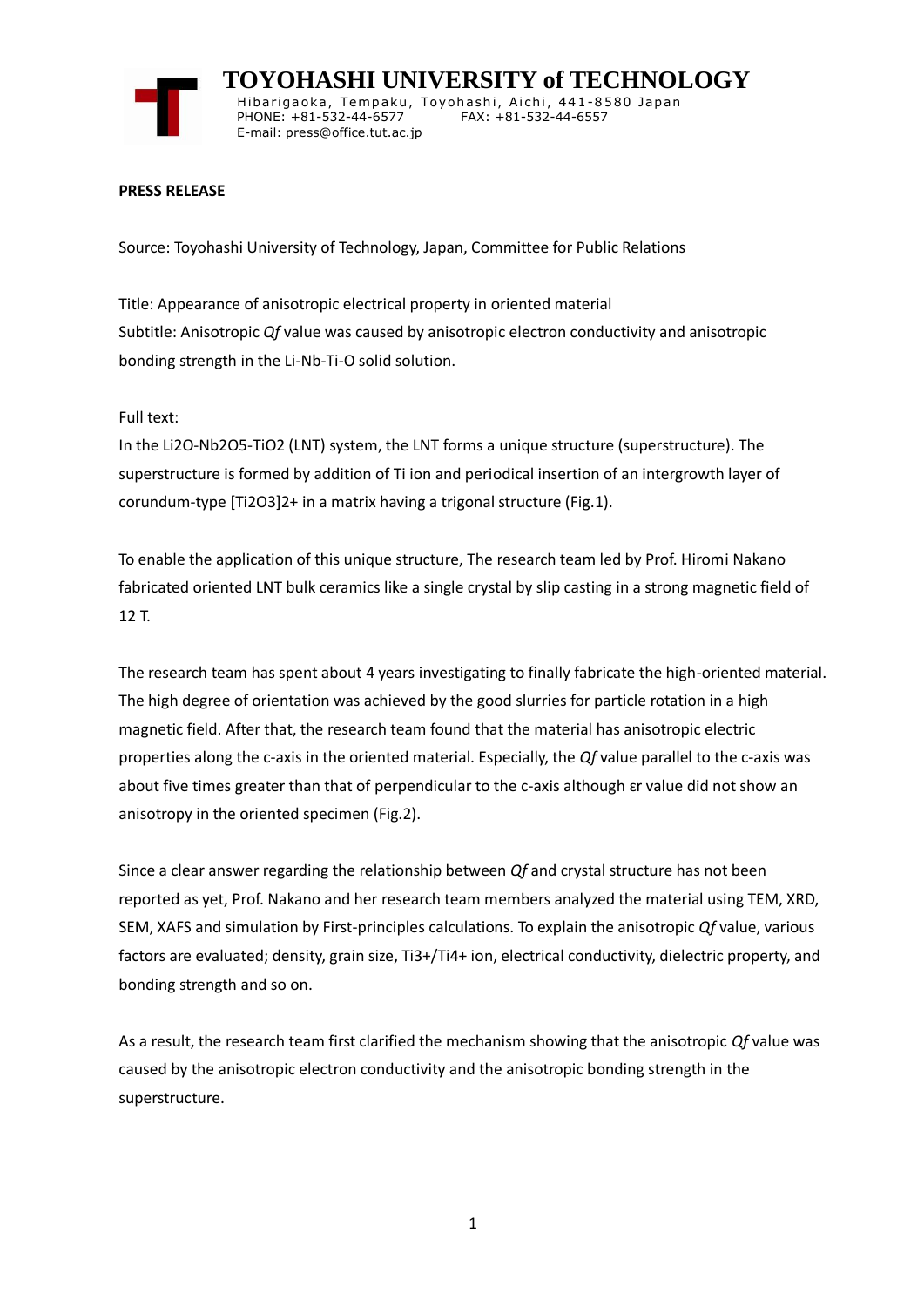# TOYOHASHI UNIVERSITY of TECHNOLOGY

Hibarigaoka, Tempaku, Toyohashi, Aichi, 441-8580 Japan
PHONE: +81-532-44-6577 FAX: +81-532-44-6557
E-mail: press@office.tut.ac.jp

**PRESS RELEASE**

Source: Toyohashi University of Technology, Japan, Committee for Public Relations

Title: Appearance of anisotropic electrical property in oriented material
Subtitle: Anisotropic *Qf* value was caused by anisotropic electron conductivity and anisotropic bonding strength in the Li-Nb-Ti-O solid solution.

Full text:
In the $Li_2O$-$Nb_2O_5$-$TiO_2$ (LNT) system, the LNT forms a unique structure (superstructure). The superstructure is formed by addition of Ti ion and periodical insertion of an intergrowth layer of corundum-type $[Ti_2O_3]^{2+}$ in a matrix having a trigonal structure (Fig.1).

To enable the application of this unique structure, The research team led by Prof. Hiromi Nakano fabricated oriented LNT bulk ceramics like a single crystal by slip casting in a strong magnetic field of 12 T.

The research team has spent about 4 years investigating to finally fabricate the high-oriented material. The high degree of orientation was achieved by the good slurries for particle rotation in a high magnetic field. After that, the research team found that the material has anisotropic electric properties along the c-axis in the oriented material. Especially, the *Qf* value parallel to the c-axis was about five times greater than that of perpendicular to the c-axis although $\varepsilon_r$ value did not show an anisotropy in the oriented specimen (Fig.2).

Since a clear answer regarding the relationship between *Qf* and crystal structure has not been reported as yet, Prof. Nakano and her research team members analyzed the material using TEM, XRD, SEM, XAFS and simulation by First-principles calculations. To explain the anisotropic *Qf* value, various factors are evaluated; density, grain size, $Ti^{3+}/Ti^{4+}$ ion, electrical conductivity, dielectric property, and bonding strength and so on.

As a result, the research team first clarified the mechanism showing that the anisotropic *Qf* value was caused by the anisotropic electron conductivity and the anisotropic bonding strength in the superstructure.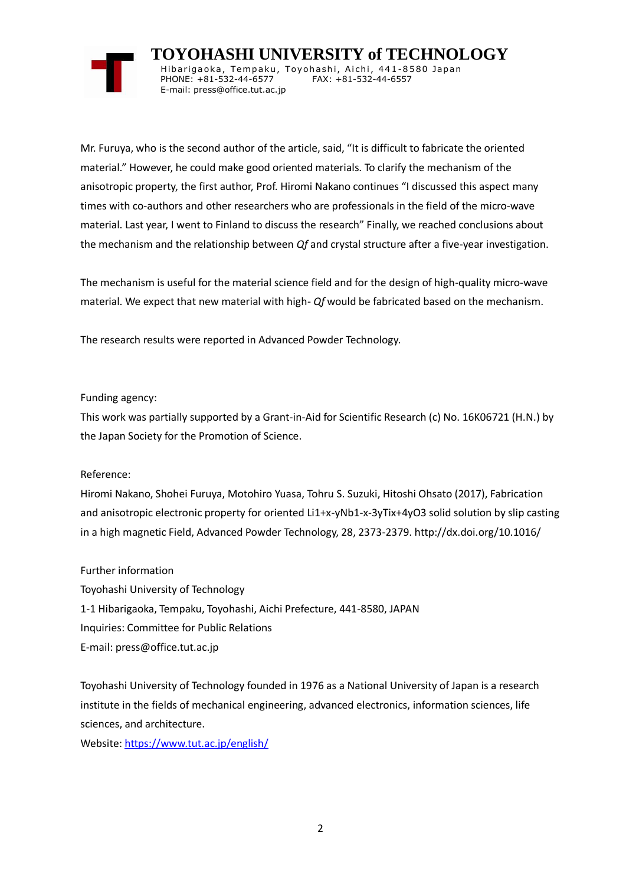Mr. Furuya, who is the second author of the article, said, "It is difficult to fabricate the oriented material." However, he could make good oriented materials. To clarify the mechanism of the anisotropic property, the first author, Prof. Hiromi Nakano continues "I discussed this aspect many times with co-authors and other researchers who are professionals in the field of the micro-wave material. Last year, I went to Finland to discuss the research" Finally, we reached conclusions about the mechanism and the relationship between *Qf* and crystal structure after a five-year investigation.

The mechanism is useful for the material science field and for the design of high-quality micro-wave material. We expect that new material with high- *Qf* would be fabricated based on the mechanism.

The research results were reported in Advanced Powder Technology.

Funding agency:
This work was partially supported by a Grant-in-Aid for Scientific Research (c) No. 16K06721 (H.N.) by the Japan Society for the Promotion of Science.

Reference:
Hiromi Nakano, Shohei Furuya, Motohiro Yuasa, Tohru S. Suzuki, Hitoshi Ohsato (2017), Fabrication and anisotropic electronic property for oriented $Li_{1+x-y}Nb_{1-x-3y}Ti_{x+4y}O_3$ solid solution by slip casting in a high magnetic Field, Advanced Powder Technology, 28, 2373-2379. http://dx.doi.org/10.1016/

Further information
Toyohashi University of Technology
1-1 Hibarigaoka, Tempaku, Toyohashi, Aichi Prefecture, 441-8580, JAPAN
Inquiries: Committee for Public Relations
E-mail: press@office.tut.ac.jp

Toyohashi University of Technology founded in 1976 as a National University of Japan is a research institute in the fields of mechanical engineering, advanced electronics, information sciences, life sciences, and architecture.
Website: https://www.tut.ac.jp/english/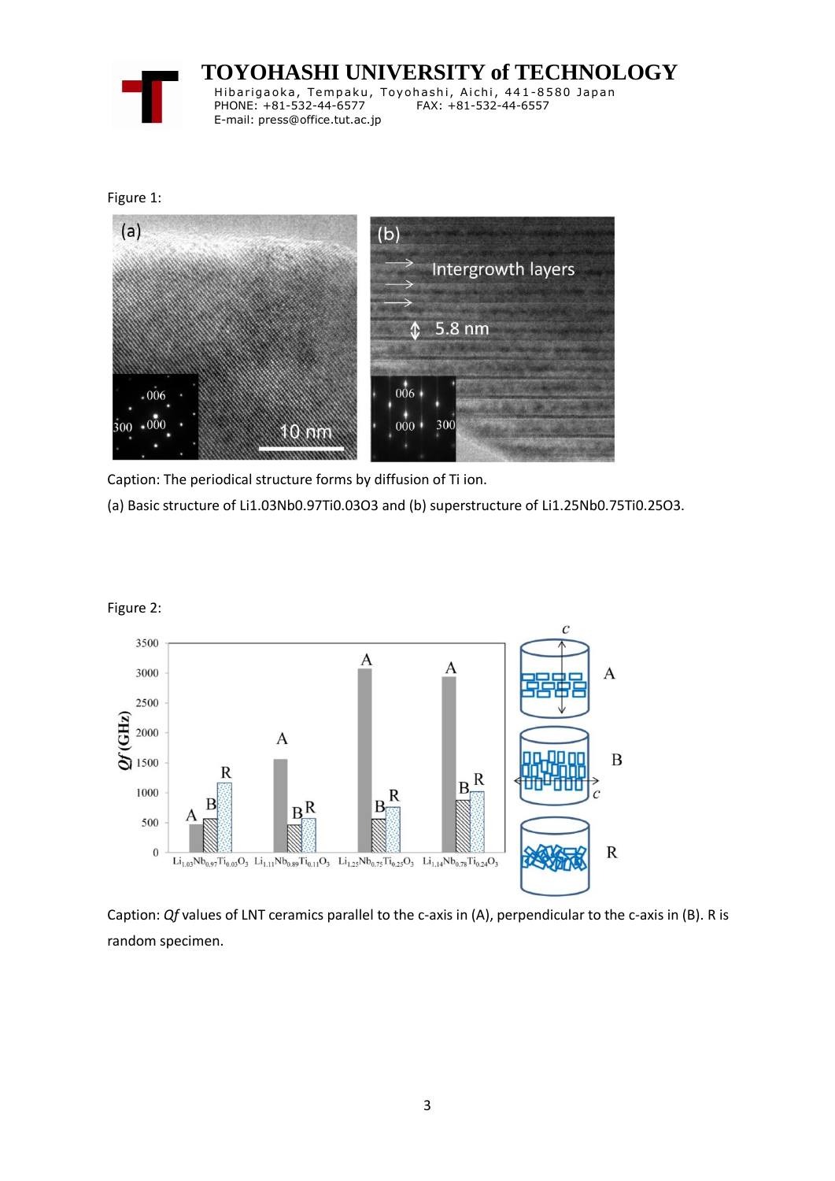Figure 1:

Caption: The periodical structure forms by diffusion of Ti ion.

(a) Basic structure of $Li_{1.03}Nb_{0.97}Ti_{0.03}O_3$ and (b) superstructure of $Li_{1.25}Nb_{0.75}Ti_{0.25}O_3$.

Figure 2:

Caption: *Qf* values of LNT ceramics parallel to the c-axis in (A), perpendicular to the c-axis in (B). R is random specimen.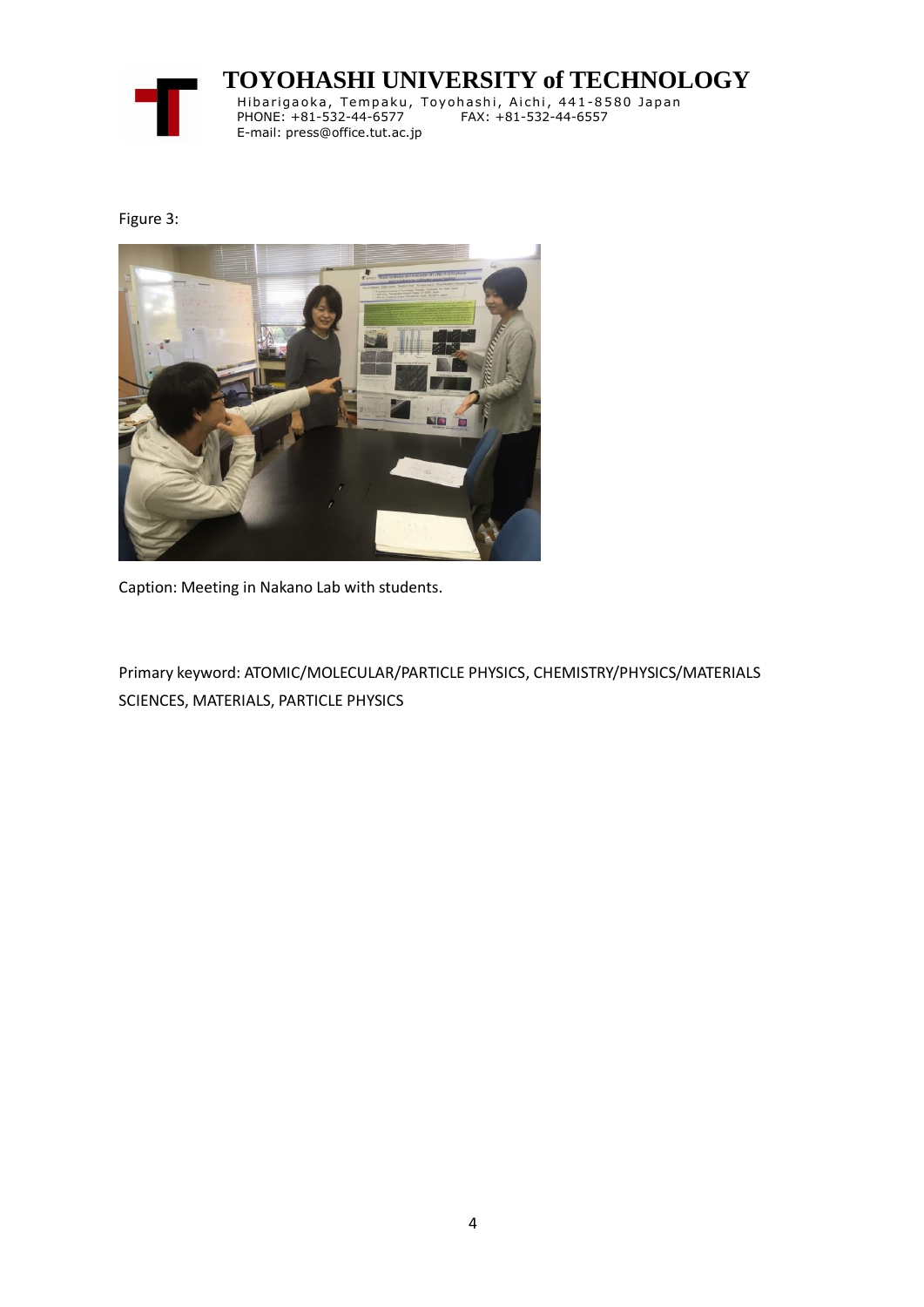# TOYOHASHI UNIVERSITY of TECHNOLOGY

Hibarigaoka, Tempaku, Toyohashi, Aichi, 441-8580 Japan
PHONE: +81-532-44-6577 FAX: +81-532-44-6557
E-mail: press@office.tut.ac.jp

Figure 3:

Caption: Meeting in Nakano Lab with students.

Primary keyword: ATOMIC/MOLECULAR/PARTICLE PHYSICS, CHEMISTRY/PHYSICS/MATERIALS SCIENCES, MATERIALS, PARTICLE PHYSICS